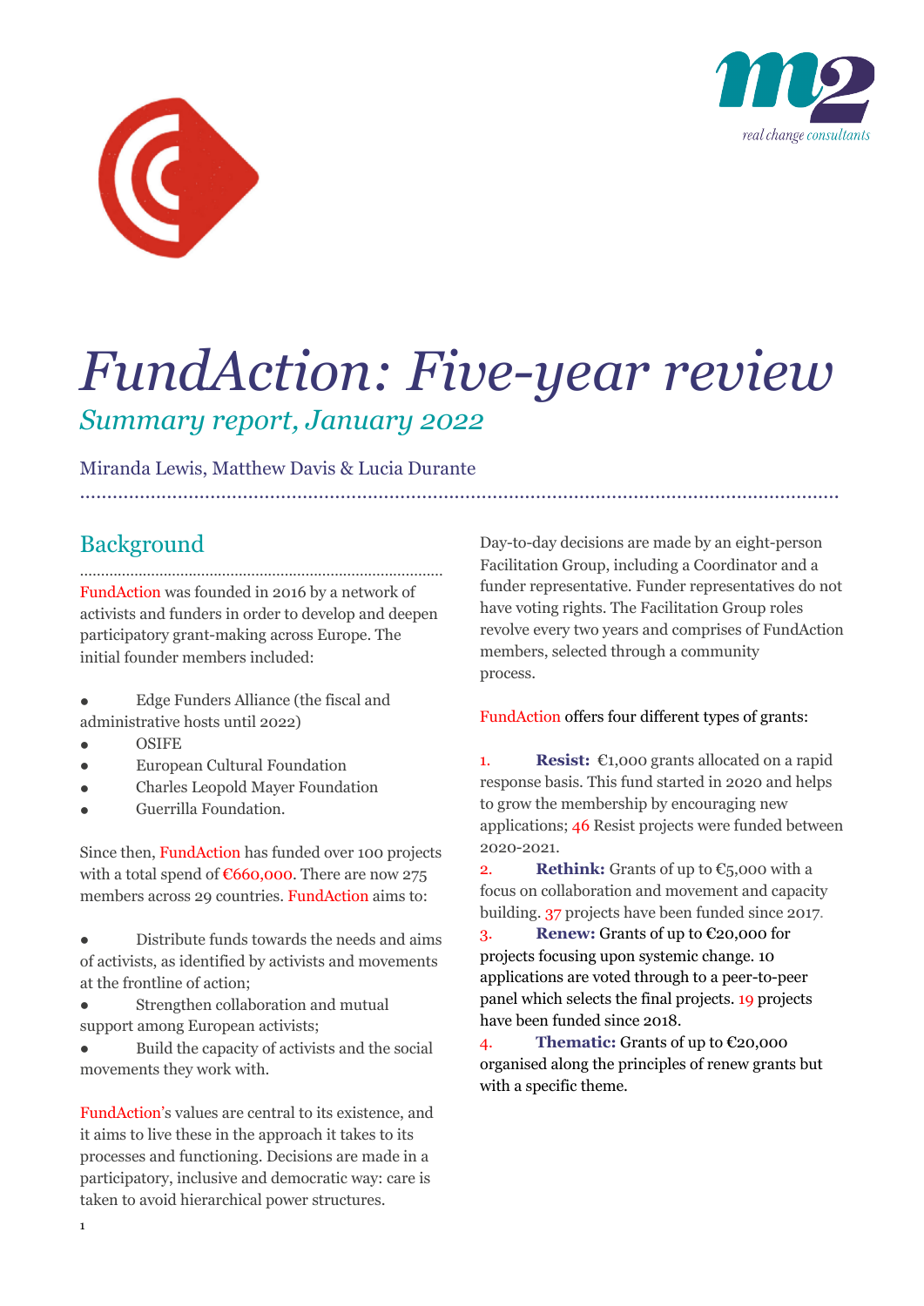# *FundAction: Five-year review*

## *Summary report, January 2022*

Miranda Lewis, Matthew Davis & Lucia Durante

## Background

FundAction was founded in 2016 by a network of activists and funders in order to develop and deepen participatory grant-making across Europe. The initial founder members included:

- Edge Funders Alliance (the fiscal and administrative hosts until 2022)
- OSIFE
- European Cultural Foundation
- Charles Leopold Mayer Foundation
- Guerrilla Foundation.

Since then, FundAction has funded over 100 projects with a total spend of €660,000. There are now 275 members across 29 countries. FundAction aims to:

- Distribute funds towards the needs and aims of activists, as identified by activists and movements at the frontline of action;
- Strengthen collaboration and mutual support among European activists;
- Build the capacity of activists and the social movements they work with.

FundAction's values are central to its existence, and it aims to live these in the approach it takes to its processes and functioning. Decisions are made in a participatory, inclusive and democratic way: care is taken to avoid hierarchical power structures.

Day-to-day decisions are made by an eight-person Facilitation Group, including a Coordinator and a funder representative. Funder representatives do not have voting rights. The Facilitation Group roles revolve every two years and comprises of FundAction members, selected through a community process.

FundAction offers four different types of grants:

1. **Resist:** €1,000 grants allocated on a rapid response basis. This fund started in 2020 and helps to grow the membership by encouraging new applications; 46 Resist projects were funded between 2020-2021.
2. **Rethink:** Grants of up to €5,000 with a focus on collaboration and movement and capacity building. 37 projects have been funded since 2017.
3. **Renew:** Grants of up to €20,000 for projects focusing upon systemic change. 10 applications are voted through to a peer-to-peer panel which selects the final projects. 19 projects have been funded since 2018.
4. **Thematic:** Grants of up to €20,000 organised along the principles of renew grants but with a specific theme.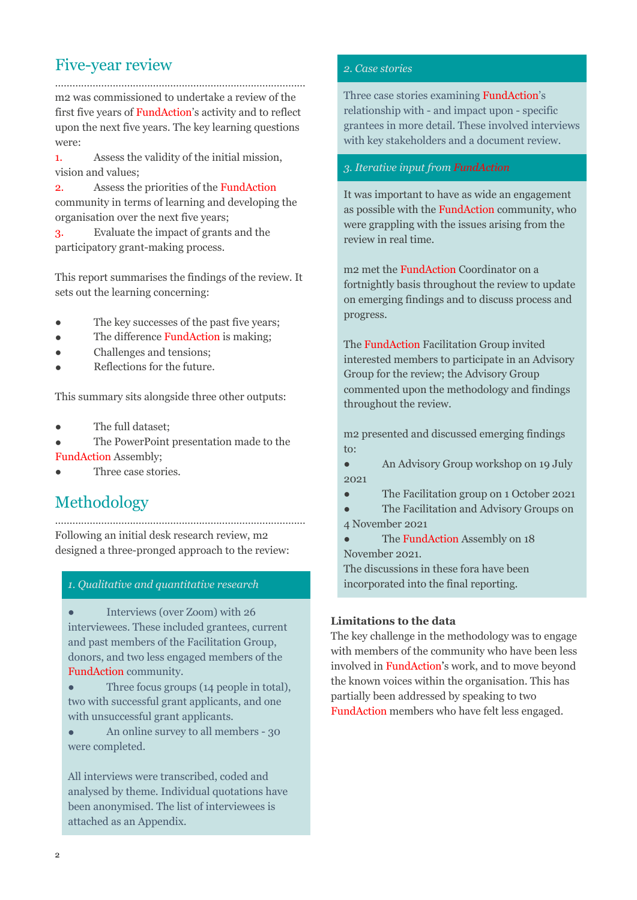## Five-year review

m2 was commissioned to undertake a review of the first five years of FundAction's activity and to reflect upon the next five years. The key learning questions were:

1. Assess the validity of the initial mission, vision and values;
2. Assess the priorities of the FundAction community in terms of learning and developing the organisation over the next five years;
3. Evaluate the impact of grants and the participatory grant-making process.

This report summarises the findings of the review. It sets out the learning concerning:

- The key successes of the past five years;
- The difference FundAction is making;
- Challenges and tensions;
- Reflections for the future.

This summary sits alongside three other outputs:

- The full dataset;
- The PowerPoint presentation made to the FundAction Assembly;
- Three case stories.

## Methodology

Following an initial desk research review, m2 designed a three-pronged approach to the review:

*1. Qualitative and quantitative research*

- Interviews (over Zoom) with 26 interviewees. These included grantees, current and past members of the Facilitation Group, donors, and two less engaged members of the FundAction community.
- Three focus groups (14 people in total), two with successful grant applicants, and one with unsuccessful grant applicants.
- An online survey to all members - 30 were completed.

All interviews were transcribed, coded and analysed by theme. Individual quotations have been anonymised. The list of interviewees is attached as an Appendix.

*2. Case stories*

Three case stories examining FundAction's relationship with - and impact upon - specific grantees in more detail. These involved interviews with key stakeholders and a document review.

*3. Iterative input from FundAction*

It was important to have as wide an engagement as possible with the FundAction community, who were grappling with the issues arising from the review in real time.

m2 met the FundAction Coordinator on a fortnightly basis throughout the review to update on emerging findings and to discuss process and progress.

The FundAction Facilitation Group invited interested members to participate in an Advisory Group for the review; the Advisory Group commented upon the methodology and findings throughout the review.

m2 presented and discussed emerging findings to:

- An Advisory Group workshop on 19 July 2021
- The Facilitation group on 1 October 2021
- The Facilitation and Advisory Groups on 4 November 2021
- The FundAction Assembly on 18 November 2021.

The discussions in these fora have been incorporated into the final reporting.

**Limitations to the data**

The key challenge in the methodology was to engage with members of the community who have been less involved in FundAction's work, and to move beyond the known voices within the organisation. This has partially been addressed by speaking to two FundAction members who have felt less engaged.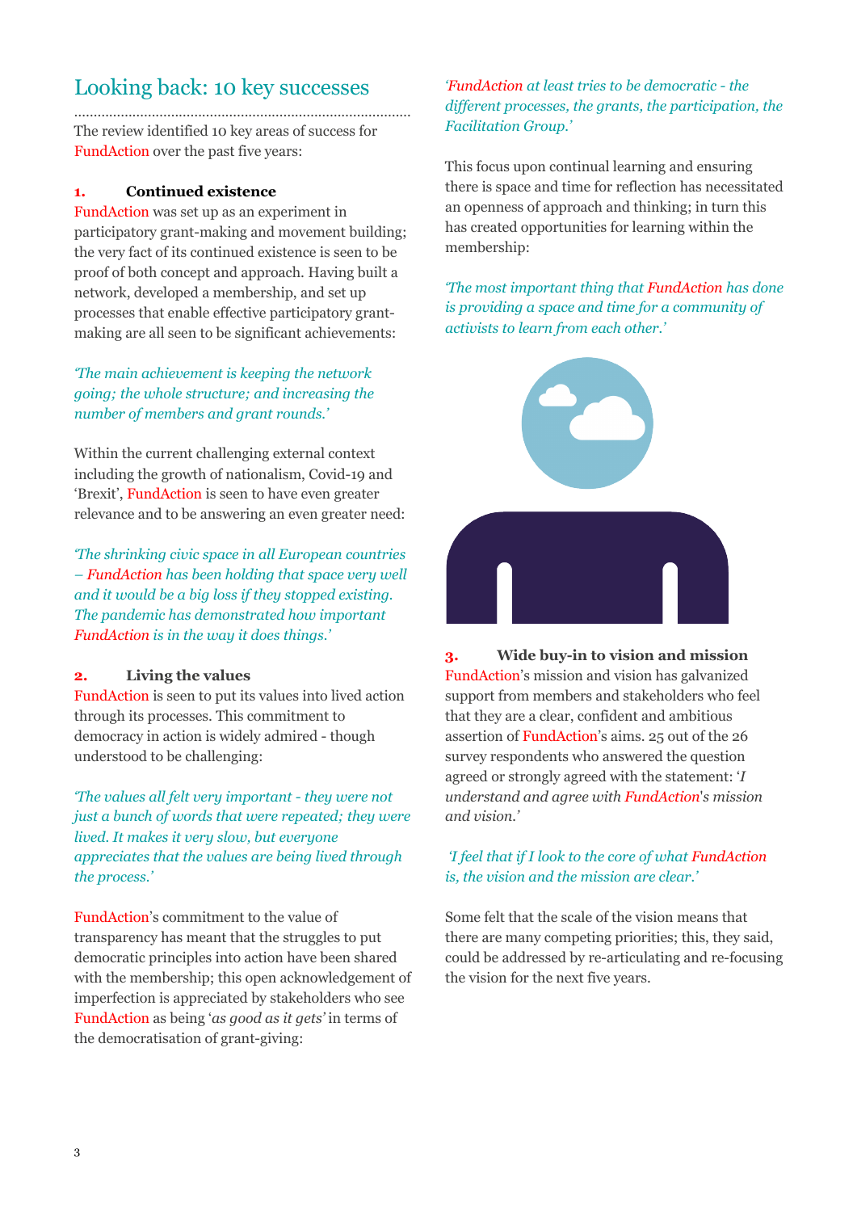## Looking back: 10 key successes

The review identified 10 key areas of success for FundAction over the past five years:

### 1. Continued existence

FundAction was set up as an experiment in participatory grant-making and movement building; the very fact of its continued existence is seen to be proof of both concept and approach. Having built a network, developed a membership, and set up processes that enable effective participatory grant-making are all seen to be significant achievements:

*'The main achievement is keeping the network going; the whole structure; and increasing the number of members and grant rounds.'*

Within the current challenging external context including the growth of nationalism, Covid-19 and 'Brexit', FundAction is seen to have even greater relevance and to be answering an even greater need:

*'The shrinking civic space in all European countries – FundAction has been holding that space very well and it would be a big loss if they stopped existing. The pandemic has demonstrated how important FundAction is in the way it does things.'*

### 2. Living the values

FundAction is seen to put its values into lived action through its processes. This commitment to democracy in action is widely admired - though understood to be challenging:

*'The values all felt very important - they were not just a bunch of words that were repeated; they were lived. It makes it very slow, but everyone appreciates that the values are being lived through the process.'*

FundAction's commitment to the value of transparency has meant that the struggles to put democratic principles into action have been shared with the membership; this open acknowledgement of imperfection is appreciated by stakeholders who see FundAction as being '*as good as it gets'* in terms of the democratisation of grant-giving:

*'FundAction at least tries to be democratic - the different processes, the grants, the participation, the Facilitation Group.'*

This focus upon continual learning and ensuring there is space and time for reflection has necessitated an openness of approach and thinking; in turn this has created opportunities for learning within the membership:

*'The most important thing that FundAction has done is providing a space and time for a community of activists to learn from each other.'*

### 3. Wide buy-in to vision and mission

FundAction's mission and vision has galvanized support from members and stakeholders who feel that they are a clear, confident and ambitious assertion of FundAction's aims. 25 out of the 26 survey respondents who answered the question agreed or strongly agreed with the statement: '*I understand and agree with FundAction's mission and vision.'*

*'I feel that if I look to the core of what FundAction is, the vision and the mission are clear.'*

Some felt that the scale of the vision means that there are many competing priorities; this, they said, could be addressed by re-articulating and re-focusing the vision for the next five years.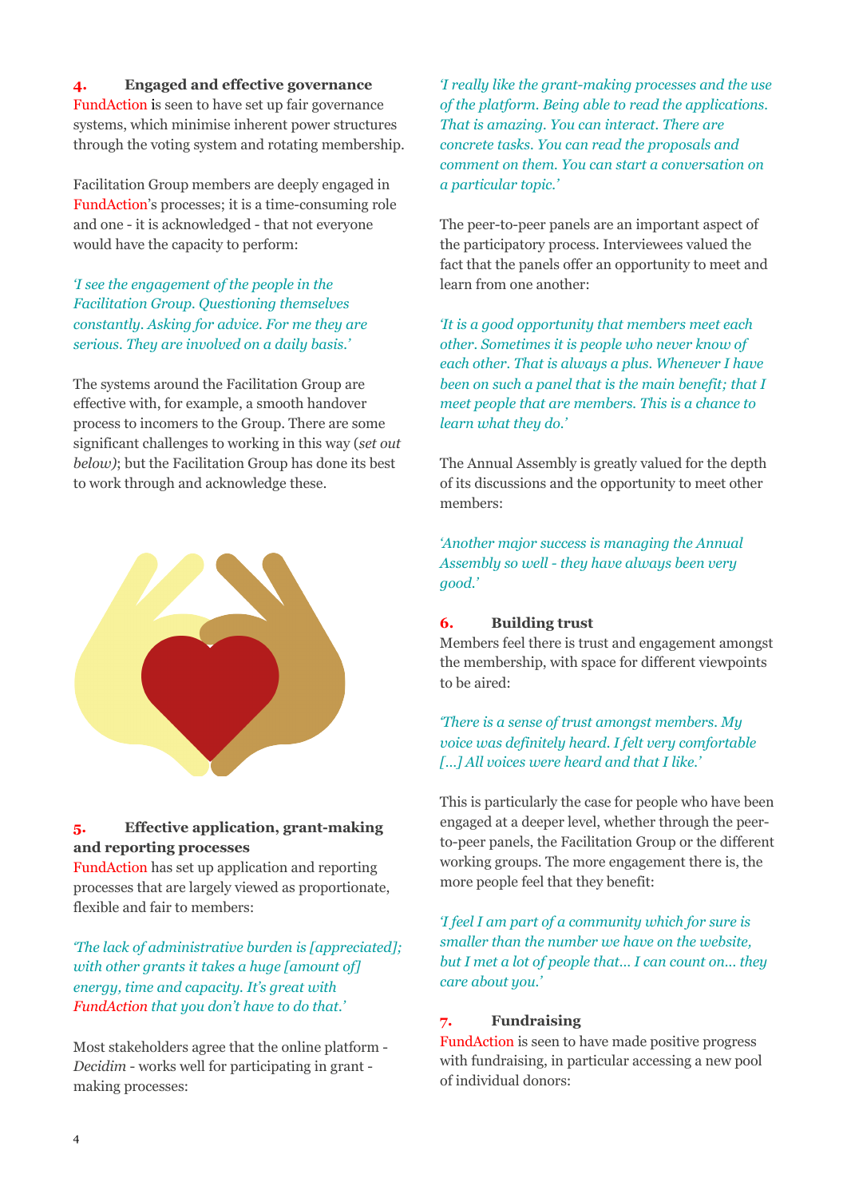### 4. Engaged and effective governance

FundAction is seen to have set up fair governance systems, which minimise inherent power structures through the voting system and rotating membership.

Facilitation Group members are deeply engaged in FundAction's processes; it is a time-consuming role and one - it is acknowledged - that not everyone would have the capacity to perform:

*'I see the engagement of the people in the Facilitation Group. Questioning themselves constantly. Asking for advice. For me they are serious. They are involved on a daily basis.'*

The systems around the Facilitation Group are effective with, for example, a smooth handover process to incomers to the Group. There are some significant challenges to working in this way (*set out below*); but the Facilitation Group has done its best to work through and acknowledge these.

### 5. Effective application, grant-making and reporting processes

FundAction has set up application and reporting processes that are largely viewed as proportionate, flexible and fair to members:

*'The lack of administrative burden is [appreciated]; with other grants it takes a huge [amount of] energy, time and capacity. It's great with FundAction that you don't have to do that.'*

Most stakeholders agree that the online platform - *Decidim* - works well for participating in grant - making processes:

*'I really like the grant-making processes and the use of the platform. Being able to read the applications. That is amazing. You can interact. There are concrete tasks. You can read the proposals and comment on them. You can start a conversation on a particular topic.'*

The peer-to-peer panels are an important aspect of the participatory process. Interviewees valued the fact that the panels offer an opportunity to meet and learn from one another:

*'It is a good opportunity that members meet each other. Sometimes it is people who never know of each other. That is always a plus. Whenever I have been on such a panel that is the main benefit; that I meet people that are members. This is a chance to learn what they do.'*

The Annual Assembly is greatly valued for the depth of its discussions and the opportunity to meet other members:

*'Another major success is managing the Annual Assembly so well - they have always been very good.'*

### 6. Building trust

Members feel there is trust and engagement amongst the membership, with space for different viewpoints to be aired:

*'There is a sense of trust amongst members. My voice was definitely heard. I felt very comfortable [...] All voices were heard and that I like.'*

This is particularly the case for people who have been engaged at a deeper level, whether through the peer-to-peer panels, the Facilitation Group or the different working groups. The more engagement there is, the more people feel that they benefit:

*'I feel I am part of a community which for sure is smaller than the number we have on the website, but I met a lot of people that... I can count on... they care about you.'*

### 7. Fundraising

FundAction is seen to have made positive progress with fundraising, in particular accessing a new pool of individual donors: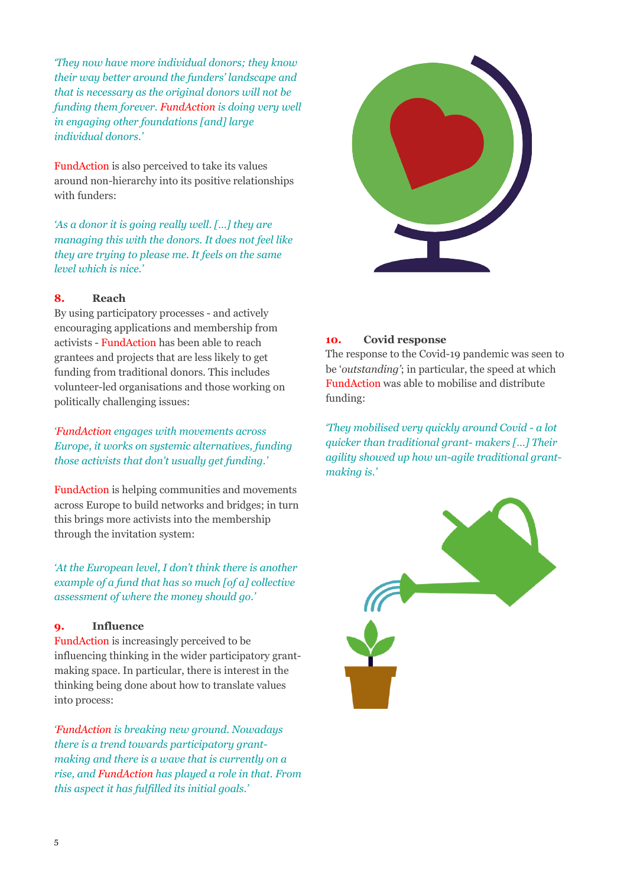*'They now have more individual donors; they know their way better around the funders' landscape and that is necessary as the original donors will not be funding them forever. FundAction is doing very well in engaging other foundations [and] large individual donors.'*

FundAction is also perceived to take its values around non-hierarchy into its positive relationships with funders:

*'As a donor it is going really well. [...] they are managing this with the donors. It does not feel like they are trying to please me. It feels on the same level which is nice.'*

### 8. Reach

By using participatory processes - and actively encouraging applications and membership from activists - FundAction has been able to reach grantees and projects that are less likely to get funding from traditional donors. This includes volunteer-led organisations and those working on politically challenging issues:

*'FundAction engages with movements across Europe, it works on systemic alternatives, funding those activists that don't usually get funding.'*

FundAction is helping communities and movements across Europe to build networks and bridges; in turn this brings more activists into the membership through the invitation system:

*'At the European level, I don't think there is another example of a fund that has so much [of a] collective assessment of where the money should go.'*

### 9. Influence

FundAction is increasingly perceived to be influencing thinking in the wider participatory grant-making space. In particular, there is interest in the thinking being done about how to translate values into process:

*'FundAction is breaking new ground. Nowadays there is a trend towards participatory grant-making and there is a wave that is currently on a rise, and FundAction has played a role in that. From this aspect it has fulfilled its initial goals.'*

### 10. Covid response

The response to the Covid-19 pandemic was seen to be '*outstanding*'; in particular, the speed at which FundAction was able to mobilise and distribute funding:

*'They mobilised very quickly around Covid - a lot quicker than traditional grant- makers [...] Their agility showed up how un-agile traditional grant-making is.'*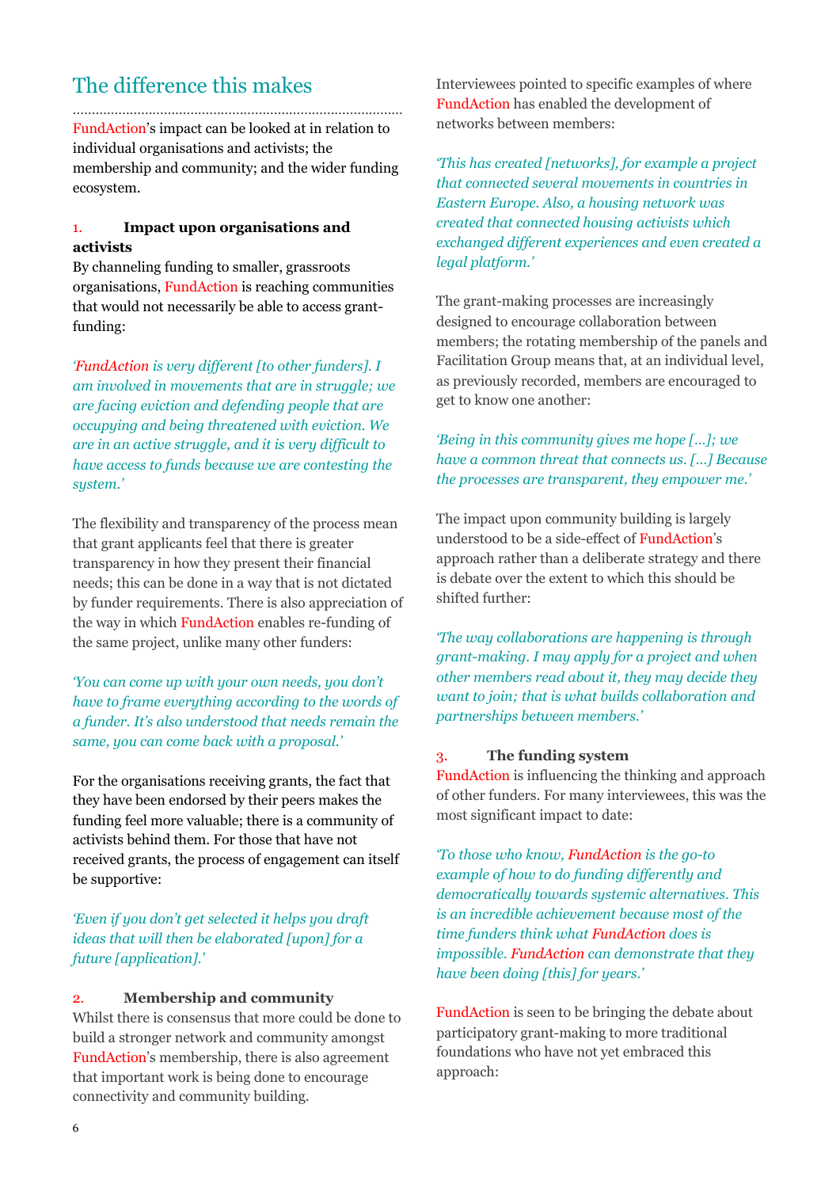## The difference this makes

FundAction's impact can be looked at in relation to individual organisations and activists; the membership and community; and the wider funding ecosystem.

### 1. Impact upon organisations and activists

By channeling funding to smaller, grassroots organisations, FundAction is reaching communities that would not necessarily be able to access grant-funding:

*'FundAction is very different [to other funders]. I am involved in movements that are in struggle; we are facing eviction and defending people that are occupying and being threatened with eviction. We are in an active struggle, and it is very difficult to have access to funds because we are contesting the system.'*

The flexibility and transparency of the process mean that grant applicants feel that there is greater transparency in how they present their financial needs; this can be done in a way that is not dictated by funder requirements. There is also appreciation of the way in which FundAction enables re-funding of the same project, unlike many other funders:

*'You can come up with your own needs, you don't have to frame everything according to the words of a funder. It's also understood that needs remain the same, you can come back with a proposal.'*

For the organisations receiving grants, the fact that they have been endorsed by their peers makes the funding feel more valuable; there is a community of activists behind them. For those that have not received grants, the process of engagement can itself be supportive:

*'Even if you don't get selected it helps you draft ideas that will then be elaborated [upon] for a future [application].'*

### 2. Membership and community

Whilst there is consensus that more could be done to build a stronger network and community amongst FundAction's membership, there is also agreement that important work is being done to encourage connectivity and community building.

Interviewees pointed to specific examples of where FundAction has enabled the development of networks between members:

*'This has created [networks], for example a project that connected several movements in countries in Eastern Europe. Also, a housing network was created that connected housing activists which exchanged different experiences and even created a legal platform.'*

The grant-making processes are increasingly designed to encourage collaboration between members; the rotating membership of the panels and Facilitation Group means that, at an individual level, as previously recorded, members are encouraged to get to know one another:

*'Being in this community gives me hope [...]; we have a common threat that connects us. [...] Because the processes are transparent, they empower me.'*

The impact upon community building is largely understood to be a side-effect of FundAction's approach rather than a deliberate strategy and there is debate over the extent to which this should be shifted further:

*'The way collaborations are happening is through grant-making. I may apply for a project and when other members read about it, they may decide they want to join; that is what builds collaboration and partnerships between members.'*

### 3. The funding system

FundAction is influencing the thinking and approach of other funders. For many interviewees, this was the most significant impact to date:

*'To those who know, FundAction is the go-to example of how to do funding differently and democratically towards systemic alternatives. This is an incredible achievement because most of the time funders think what FundAction does is impossible. FundAction can demonstrate that they have been doing [this] for years.'*

FundAction is seen to be bringing the debate about participatory grant-making to more traditional foundations who have not yet embraced this approach: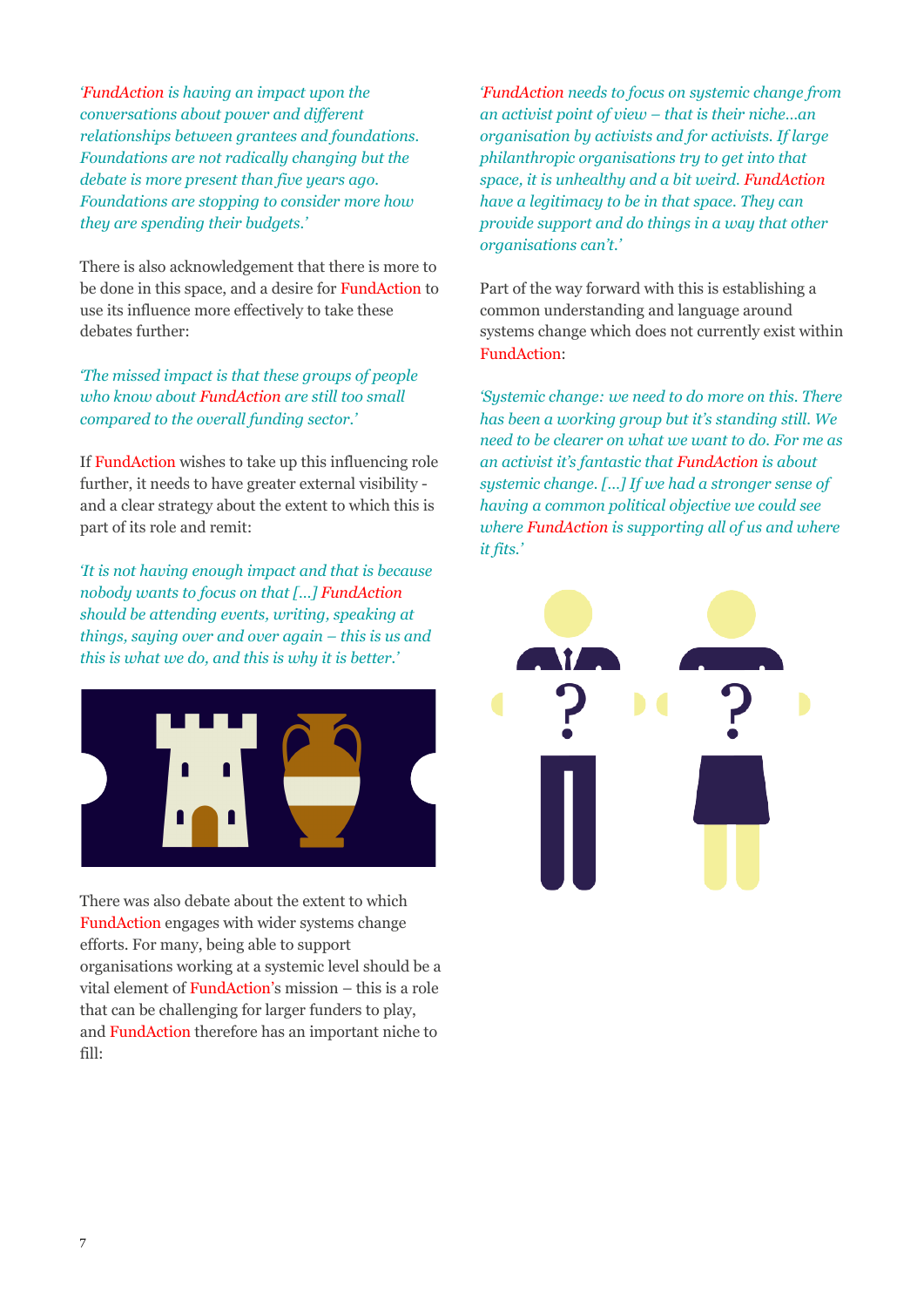*'FundAction is having an impact upon the conversations about power and different relationships between grantees and foundations. Foundations are not radically changing but the debate is more present than five years ago. Foundations are stopping to consider more how they are spending their budgets.'*

There is also acknowledgement that there is more to be done in this space, and a desire for FundAction to use its influence more effectively to take these debates further:

*'The missed impact is that these groups of people who know about FundAction are still too small compared to the overall funding sector.'*

If FundAction wishes to take up this influencing role further, it needs to have greater external visibility - and a clear strategy about the extent to which this is part of its role and remit:

*'It is not having enough impact and that is because nobody wants to focus on that [...] FundAction should be attending events, writing, speaking at things, saying over and over again – this is us and this is what we do, and this is why it is better.'*

There was also debate about the extent to which FundAction engages with wider systems change efforts. For many, being able to support organisations working at a systemic level should be a vital element of FundAction's mission – this is a role that can be challenging for larger funders to play, and FundAction therefore has an important niche to fill:

*'FundAction needs to focus on systemic change from an activist point of view – that is their niche...an organisation by activists and for activists. If large philanthropic organisations try to get into that space, it is unhealthy and a bit weird. FundAction have a legitimacy to be in that space. They can provide support and do things in a way that other organisations can't.'*

Part of the way forward with this is establishing a common understanding and language around systems change which does not currently exist within FundAction:

*'Systemic change: we need to do more on this. There has been a working group but it's standing still. We need to be clearer on what we want to do. For me as an activist it's fantastic that FundAction is about systemic change. [...] If we had a stronger sense of having a common political objective we could see where FundAction is supporting all of us and where it fits.'*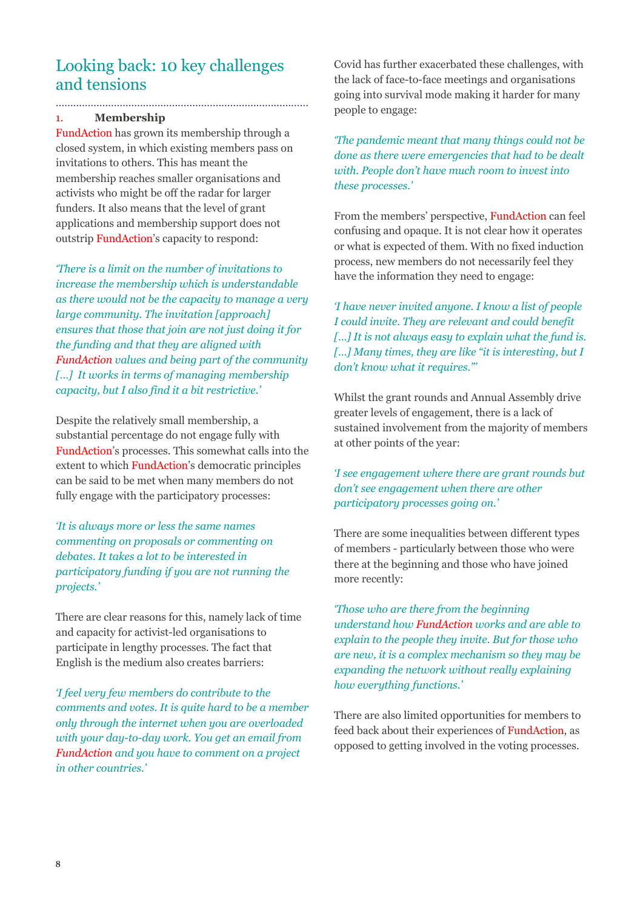## Looking back: 10 key challenges and tensions

### 1. Membership

FundAction has grown its membership through a closed system, in which existing members pass on invitations to others. This has meant the membership reaches smaller organisations and activists who might be off the radar for larger funders. It also means that the level of grant applications and membership support does not outstrip FundAction's capacity to respond:

*'There is a limit on the number of invitations to increase the membership which is understandable as there would not be the capacity to manage a very large community. The invitation [approach] ensures that those that join are not just doing it for the funding and that they are aligned with FundAction values and being part of the community […] It works in terms of managing membership capacity, but I also find it a bit restrictive.'*

Despite the relatively small membership, a substantial percentage do not engage fully with FundAction's processes. This somewhat calls into the extent to which FundAction's democratic principles can be said to be met when many members do not fully engage with the participatory processes:

*'It is always more or less the same names commenting on proposals or commenting on debates. It takes a lot to be interested in participatory funding if you are not running the projects.'*

There are clear reasons for this, namely lack of time and capacity for activist-led organisations to participate in lengthy processes. The fact that English is the medium also creates barriers:

*'I feel very few members do contribute to the comments and votes. It is quite hard to be a member only through the internet when you are overloaded with your day-to-day work. You get an email from FundAction and you have to comment on a project in other countries.'*

Covid has further exacerbated these challenges, with the lack of face-to-face meetings and organisations going into survival mode making it harder for many people to engage:

*'The pandemic meant that many things could not be done as there were emergencies that had to be dealt with. People don't have much room to invest into these processes.'*

From the members' perspective, FundAction can feel confusing and opaque. It is not clear how it operates or what is expected of them. With no fixed induction process, new members do not necessarily feel they have the information they need to engage:

*'I have never invited anyone. I know a list of people I could invite. They are relevant and could benefit […] It is not always easy to explain what the fund is. […] Many times, they are like "it is interesting, but I don't know what it requires."'*

Whilst the grant rounds and Annual Assembly drive greater levels of engagement, there is a lack of sustained involvement from the majority of members at other points of the year:

*'I see engagement where there are grant rounds but don't see engagement when there are other participatory processes going on.'*

There are some inequalities between different types of members - particularly between those who were there at the beginning and those who have joined more recently:

*'Those who are there from the beginning understand how FundAction works and are able to explain to the people they invite. But for those who are new, it is a complex mechanism so they may be expanding the network without really explaining how everything functions.'*

There are also limited opportunities for members to feed back about their experiences of FundAction, as opposed to getting involved in the voting processes.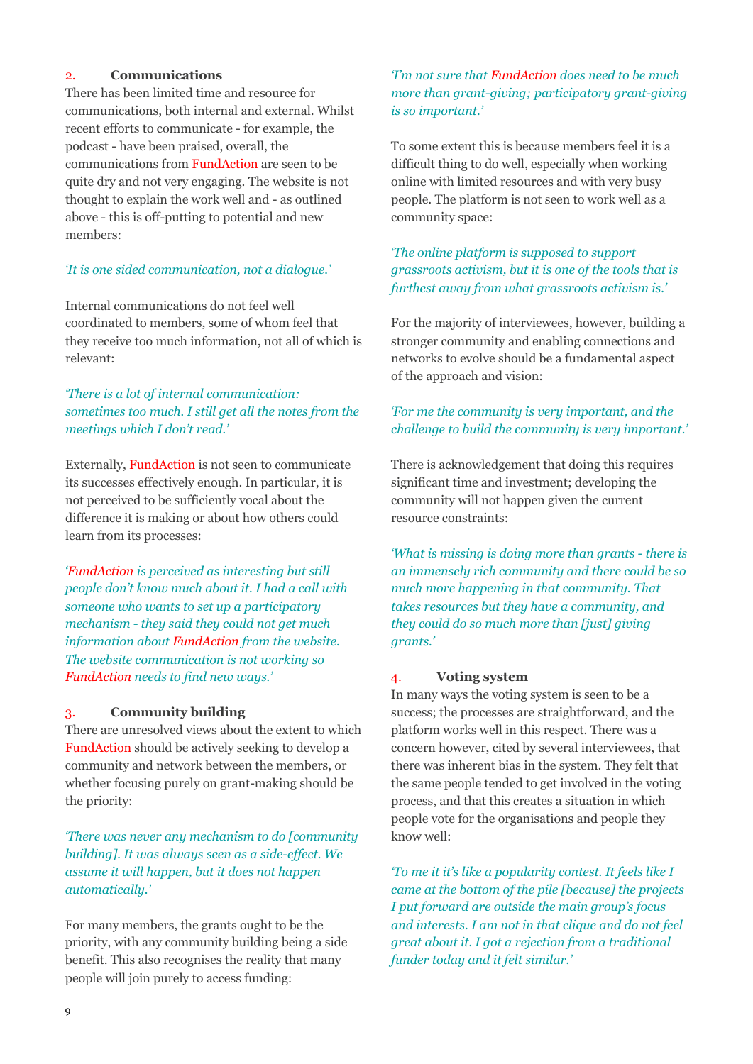### 2. Communications

There has been limited time and resource for communications, both internal and external. Whilst recent efforts to communicate - for example, the podcast - have been praised, overall, the communications from FundAction are seen to be quite dry and not very engaging. The website is not thought to explain the work well and - as outlined above - this is off-putting to potential and new members:

*'It is one sided communication, not a dialogue.'*

Internal communications do not feel well coordinated to members, some of whom feel that they receive too much information, not all of which is relevant:

*'There is a lot of internal communication: sometimes too much. I still get all the notes from the meetings which I don't read.'*

Externally, FundAction is not seen to communicate its successes effectively enough. In particular, it is not perceived to be sufficiently vocal about the difference it is making or about how others could learn from its processes:

*'FundAction is perceived as interesting but still people don't know much about it. I had a call with someone who wants to set up a participatory mechanism - they said they could not get much information about FundAction from the website. The website communication is not working so FundAction needs to find new ways.'*

### 3. Community building

There are unresolved views about the extent to which FundAction should be actively seeking to develop a community and network between the members, or whether focusing purely on grant-making should be the priority:

*'There was never any mechanism to do [community building]. It was always seen as a side-effect. We assume it will happen, but it does not happen automatically.'*

For many members, the grants ought to be the priority, with any community building being a side benefit. This also recognises the reality that many people will join purely to access funding:

*'I'm not sure that FundAction does need to be much more than grant-giving; participatory grant-giving is so important.'*

To some extent this is because members feel it is a difficult thing to do well, especially when working online with limited resources and with very busy people. The platform is not seen to work well as a community space:

*'The online platform is supposed to support grassroots activism, but it is one of the tools that is furthest away from what grassroots activism is.'*

For the majority of interviewees, however, building a stronger community and enabling connections and networks to evolve should be a fundamental aspect of the approach and vision:

*'For me the community is very important, and the challenge to build the community is very important.'*

There is acknowledgement that doing this requires significant time and investment; developing the community will not happen given the current resource constraints:

*'What is missing is doing more than grants - there is an immensely rich community and there could be so much more happening in that community. That takes resources but they have a community, and they could do so much more than [just] giving grants.'*

### 4. Voting system

In many ways the voting system is seen to be a success; the processes are straightforward, and the platform works well in this respect. There was a concern however, cited by several interviewees, that there was inherent bias in the system. They felt that the same people tended to get involved in the voting process, and that this creates a situation in which people vote for the organisations and people they know well:

*'To me it it's like a popularity contest. It feels like I came at the bottom of the pile [because] the projects I put forward are outside the main group's focus and interests. I am not in that clique and do not feel great about it. I got a rejection from a traditional funder today and it felt similar.'*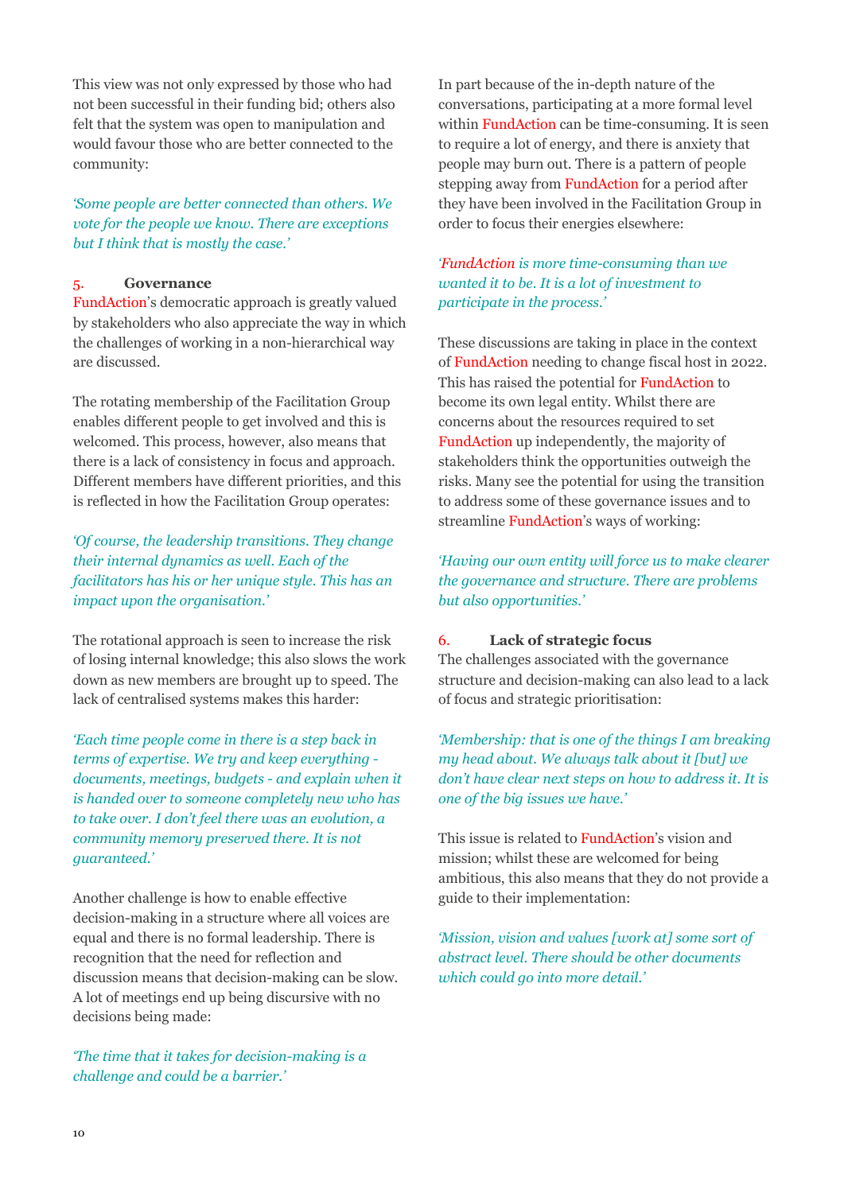This view was not only expressed by those who had not been successful in their funding bid; others also felt that the system was open to manipulation and would favour those who are better connected to the community:

*'Some people are better connected than others. We vote for the people we know. There are exceptions but I think that is mostly the case.'*

### 5. Governance

FundAction's democratic approach is greatly valued by stakeholders who also appreciate the way in which the challenges of working in a non-hierarchical way are discussed.

The rotating membership of the Facilitation Group enables different people to get involved and this is welcomed. This process, however, also means that there is a lack of consistency in focus and approach. Different members have different priorities, and this is reflected in how the Facilitation Group operates:

*'Of course, the leadership transitions. They change their internal dynamics as well. Each of the facilitators has his or her unique style. This has an impact upon the organisation.'*

The rotational approach is seen to increase the risk of losing internal knowledge; this also slows the work down as new members are brought up to speed. The lack of centralised systems makes this harder:

*'Each time people come in there is a step back in terms of expertise. We try and keep everything - documents, meetings, budgets - and explain when it is handed over to someone completely new who has to take over. I don't feel there was an evolution, a community memory preserved there. It is not guaranteed.'*

Another challenge is how to enable effective decision-making in a structure where all voices are equal and there is no formal leadership. There is recognition that the need for reflection and discussion means that decision-making can be slow. A lot of meetings end up being discursive with no decisions being made:

*'The time that it takes for decision-making is a challenge and could be a barrier.'*

In part because of the in-depth nature of the conversations, participating at a more formal level within FundAction can be time-consuming. It is seen to require a lot of energy, and there is anxiety that people may burn out. There is a pattern of people stepping away from FundAction for a period after they have been involved in the Facilitation Group in order to focus their energies elsewhere:

*'FundAction is more time-consuming than we wanted it to be. It is a lot of investment to participate in the process.'*

These discussions are taking in place in the context of FundAction needing to change fiscal host in 2022. This has raised the potential for FundAction to become its own legal entity. Whilst there are concerns about the resources required to set FundAction up independently, the majority of stakeholders think the opportunities outweigh the risks. Many see the potential for using the transition to address some of these governance issues and to streamline FundAction's ways of working:

*'Having our own entity will force us to make clearer the governance and structure. There are problems but also opportunities.'*

### 6. Lack of strategic focus

The challenges associated with the governance structure and decision-making can also lead to a lack of focus and strategic prioritisation:

*'Membership: that is one of the things I am breaking my head about. We always talk about it [but] we don't have clear next steps on how to address it. It is one of the big issues we have.'*

This issue is related to FundAction's vision and mission; whilst these are welcomed for being ambitious, this also means that they do not provide a guide to their implementation:

*'Mission, vision and values [work at] some sort of abstract level. There should be other documents which could go into more detail.'*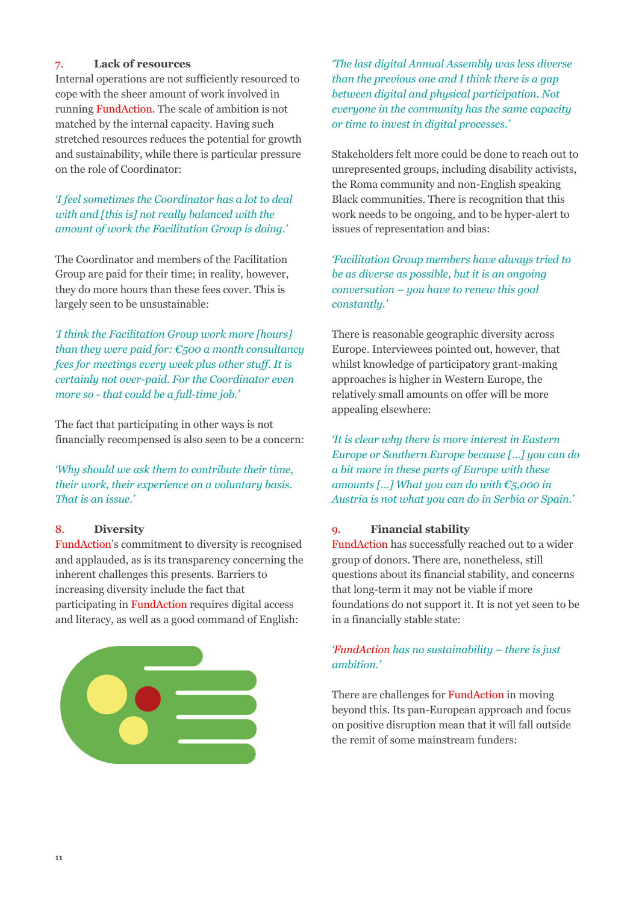### 7. Lack of resources

Internal operations are not sufficiently resourced to cope with the sheer amount of work involved in running FundAction. The scale of ambition is not matched by the internal capacity. Having such stretched resources reduces the potential for growth and sustainability, while there is particular pressure on the role of Coordinator:

*'I feel sometimes the Coordinator has a lot to deal with and [this is] not really balanced with the amount of work the Facilitation Group is doing.'*

The Coordinator and members of the Facilitation Group are paid for their time; in reality, however, they do more hours than these fees cover. This is largely seen to be unsustainable:

*'I think the Facilitation Group work more [hours] than they were paid for: €500 a month consultancy fees for meetings every week plus other stuff. It is certainly not over-paid. For the Coordinator even more so - that could be a full-time job.'*

The fact that participating in other ways is not financially recompensed is also seen to be a concern:

*'Why should we ask them to contribute their time, their work, their experience on a voluntary basis. That is an issue.'*

### 8. Diversity

FundAction's commitment to diversity is recognised and applauded, as is its transparency concerning the inherent challenges this presents. Barriers to increasing diversity include the fact that participating in FundAction requires digital access and literacy, as well as a good command of English:

*'The last digital Annual Assembly was less diverse than the previous one and I think there is a gap between digital and physical participation. Not everyone in the community has the same capacity or time to invest in digital processes.'*

Stakeholders felt more could be done to reach out to unrepresented groups, including disability activists, the Roma community and non-English speaking Black communities. There is recognition that this work needs to be ongoing, and to be hyper-alert to issues of representation and bias:

*'Facilitation Group members have always tried to be as diverse as possible, but it is an ongoing conversation – you have to renew this goal constantly.'*

There is reasonable geographic diversity across Europe. Interviewees pointed out, however, that whilst knowledge of participatory grant-making approaches is higher in Western Europe, the relatively small amounts on offer will be more appealing elsewhere:

*'It is clear why there is more interest in Eastern Europe or Southern Europe because [...] you can do a bit more in these parts of Europe with these amounts [...] What you can do with €5,000 in Austria is not what you can do in Serbia or Spain.'*

### 9. Financial stability

FundAction has successfully reached out to a wider group of donors. There are, nonetheless, still questions about its financial stability, and concerns that long-term it may not be viable if more foundations do not support it. It is not yet seen to be in a financially stable state:

*'FundAction has no sustainability – there is just ambition.'*

There are challenges for FundAction in moving beyond this. Its pan-European approach and focus on positive disruption mean that it will fall outside the remit of some mainstream funders: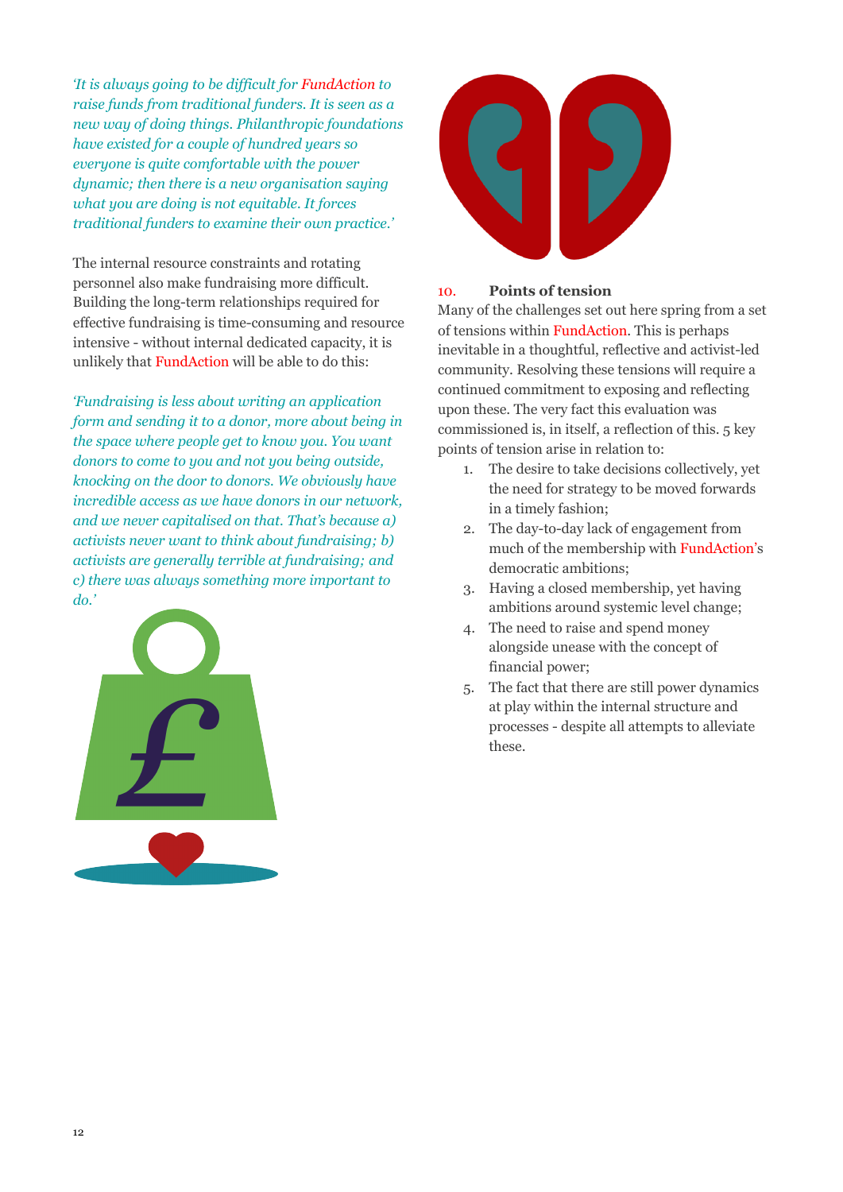*'It is always going to be difficult for FundAction to raise funds from traditional funders. It is seen as a new way of doing things. Philanthropic foundations have existed for a couple of hundred years so everyone is quite comfortable with the power dynamic; then there is a new organisation saying what you are doing is not equitable. It forces traditional funders to examine their own practice.'*

The internal resource constraints and rotating personnel also make fundraising more difficult. Building the long-term relationships required for effective fundraising is time-consuming and resource intensive - without internal dedicated capacity, it is unlikely that FundAction will be able to do this:

*'Fundraising is less about writing an application form and sending it to a donor, more about being in the space where people get to know you. You want donors to come to you and not you being outside, knocking on the door to donors. We obviously have incredible access as we have donors in our network, and we never capitalised on that. That's because a) activists never want to think about fundraising; b) activists are generally terrible at fundraising; and c) there was always something more important to do.'*

## 10. Points of tension

Many of the challenges set out here spring from a set of tensions within FundAction. This is perhaps inevitable in a thoughtful, reflective and activist-led community. Resolving these tensions will require a continued commitment to exposing and reflecting upon these. The very fact this evaluation was commissioned is, in itself, a reflection of this. 5 key points of tension arise in relation to:

1. The desire to take decisions collectively, yet the need for strategy to be moved forwards in a timely fashion;
2. The day-to-day lack of engagement from much of the membership with FundAction's democratic ambitions;
3. Having a closed membership, yet having ambitions around systemic level change;
4. The need to raise and spend money alongside unease with the concept of financial power;
5. The fact that there are still power dynamics at play within the internal structure and processes - despite all attempts to alleviate these.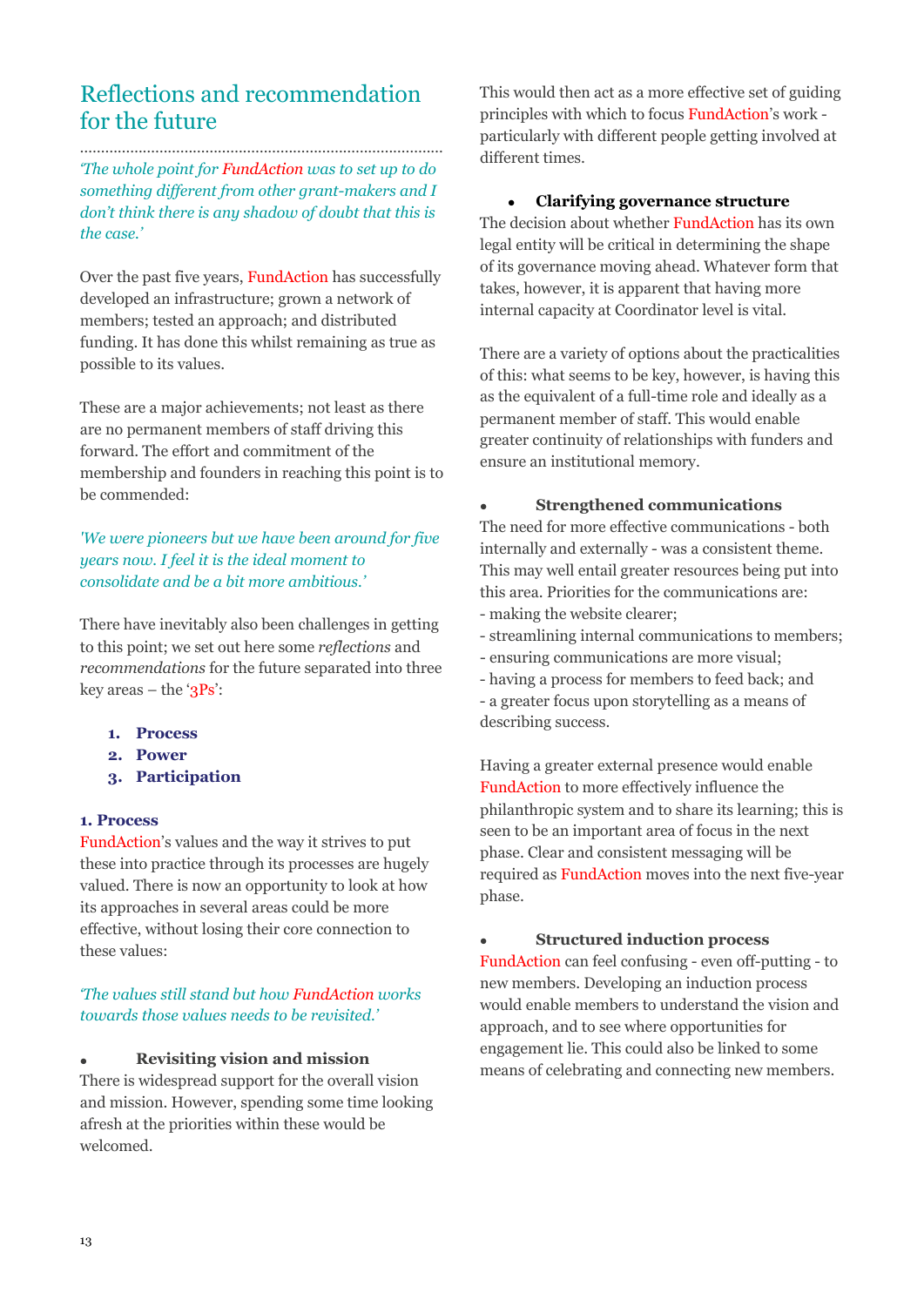## Reflections and recommendation for the future

*'The whole point for FundAction was to set up to do something different from other grant-makers and I don't think there is any shadow of doubt that this is the case.'*

Over the past five years, FundAction has successfully developed an infrastructure; grown a network of members; tested an approach; and distributed funding. It has done this whilst remaining as true as possible to its values.

These are a major achievements; not least as there are no permanent members of staff driving this forward. The effort and commitment of the membership and founders in reaching this point is to be commended:

*'We were pioneers but we have been around for five years now. I feel it is the ideal moment to consolidate and be a bit more ambitious.'*

There have inevitably also been challenges in getting to this point; we set out here some *reflections* and *recommendations* for the future separated into three key areas – the '3Ps':

1. **Process**
2. **Power**
3. **Participation**

### 1. Process

FundAction's values and the way it strives to put these into practice through its processes are hugely valued. There is now an opportunity to look at how its approaches in several areas could be more effective, without losing their core connection to these values:

*'The values still stand but how FundAction works towards those values needs to be revisited.'*

- **Revisiting vision and mission**

There is widespread support for the overall vision and mission. However, spending some time looking afresh at the priorities within these would be welcomed.

This would then act as a more effective set of guiding principles with which to focus FundAction's work - particularly with different people getting involved at different times.

- **Clarifying governance structure**

The decision about whether FundAction has its own legal entity will be critical in determining the shape of its governance moving ahead. Whatever form that takes, however, it is apparent that having more internal capacity at Coordinator level is vital.

There are a variety of options about the practicalities of this: what seems to be key, however, is having this as the equivalent of a full-time role and ideally as a permanent member of staff. This would enable greater continuity of relationships with funders and ensure an institutional memory.

- **Strengthened communications**

The need for more effective communications - both internally and externally - was a consistent theme. This may well entail greater resources being put into this area. Priorities for the communications are:
- making the website clearer;
- streamlining internal communications to members;
- ensuring communications are more visual;
- having a process for members to feed back; and
- a greater focus upon storytelling as a means of describing success.

Having a greater external presence would enable FundAction to more effectively influence the philanthropic system and to share its learning; this is seen to be an important area of focus in the next phase. Clear and consistent messaging will be required as FundAction moves into the next five-year phase.

- **Structured induction process**

FundAction can feel confusing - even off-putting - to new members. Developing an induction process would enable members to understand the vision and approach, and to see where opportunities for engagement lie. This could also be linked to some means of celebrating and connecting new members.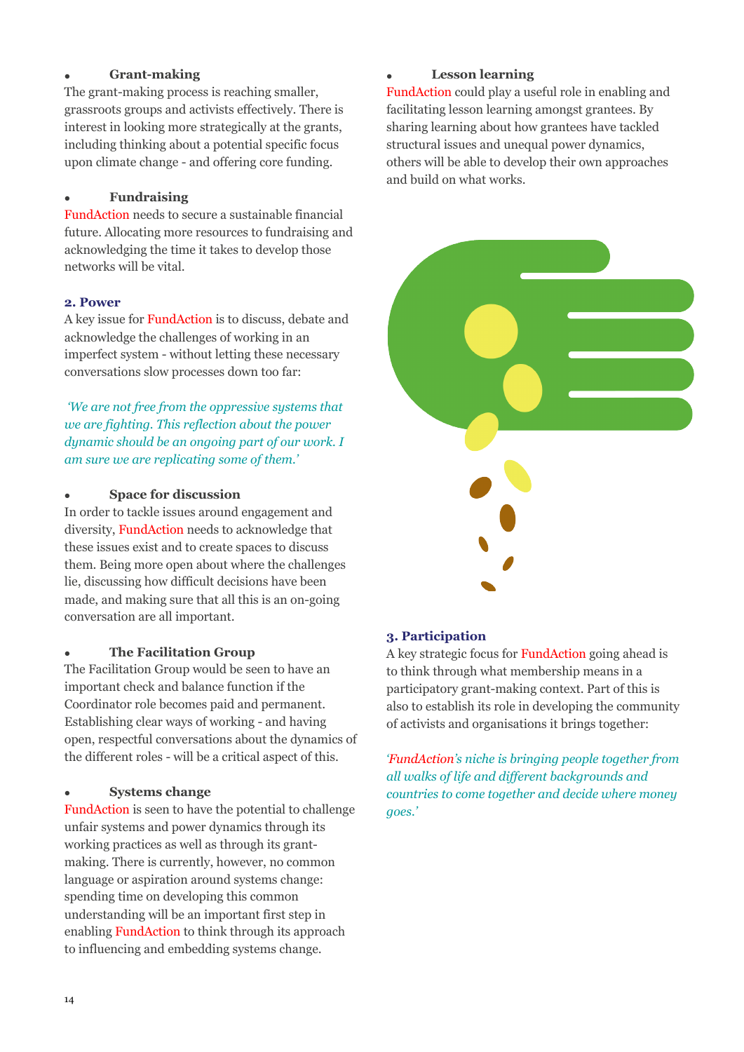- **Grant-making**

The grant-making process is reaching smaller, grassroots groups and activists effectively. There is interest in looking more strategically at the grants, including thinking about a potential specific focus upon climate change - and offering core funding.

- **Fundraising**

FundAction needs to secure a sustainable financial future. Allocating more resources to fundraising and acknowledging the time it takes to develop those networks will be vital.

## 2. Power

A key issue for FundAction is to discuss, debate and acknowledge the challenges of working in an imperfect system - without letting these necessary conversations slow processes down too far:

*'We are not free from the oppressive systems that we are fighting. This reflection about the power dynamic should be an ongoing part of our work. I am sure we are replicating some of them.'*

- **Space for discussion**

In order to tackle issues around engagement and diversity, FundAction needs to acknowledge that these issues exist and to create spaces to discuss them. Being more open about where the challenges lie, discussing how difficult decisions have been made, and making sure that all this is an on-going conversation are all important.

- **The Facilitation Group**

The Facilitation Group would be seen to have an important check and balance function if the Coordinator role becomes paid and permanent. Establishing clear ways of working - and having open, respectful conversations about the dynamics of the different roles - will be a critical aspect of this.

- **Systems change**

FundAction is seen to have the potential to challenge unfair systems and power dynamics through its working practices as well as through its grant-making. There is currently, however, no common language or aspiration around systems change: spending time on developing this common understanding will be an important first step in enabling FundAction to think through its approach to influencing and embedding systems change.

- **Lesson learning**

FundAction could play a useful role in enabling and facilitating lesson learning amongst grantees. By sharing learning about how grantees have tackled structural issues and unequal power dynamics, others will be able to develop their own approaches and build on what works.

## 3. Participation

A key strategic focus for FundAction going ahead is to think through what membership means in a participatory grant-making context. Part of this is also to establish its role in developing the community of activists and organisations it brings together:

*'FundAction's niche is bringing people together from all walks of life and different backgrounds and countries to come together and decide where money goes.'*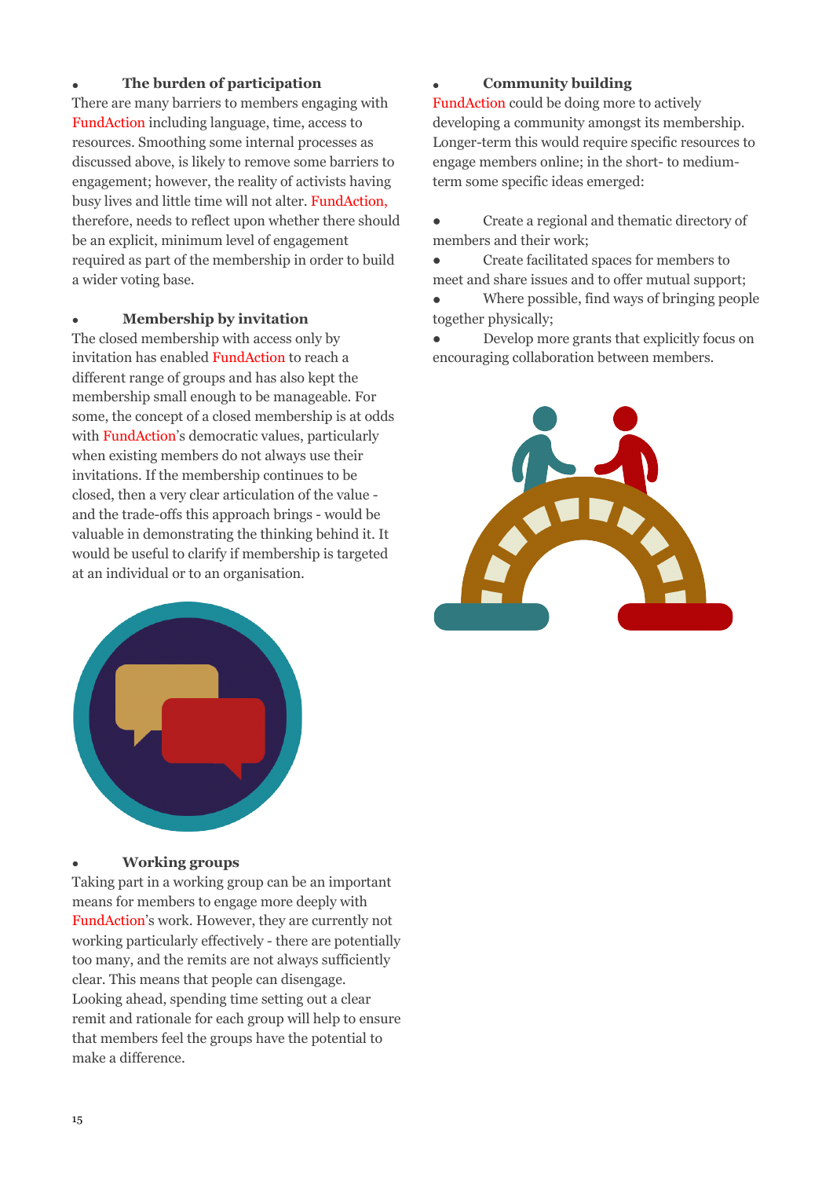- **The burden of participation**

There are many barriers to members engaging with FundAction including language, time, access to resources. Smoothing some internal processes as discussed above, is likely to remove some barriers to engagement; however, the reality of activists having busy lives and little time will not alter. FundAction, therefore, needs to reflect upon whether there should be an explicit, minimum level of engagement required as part of the membership in order to build a wider voting base.

- **Membership by invitation**

The closed membership with access only by invitation has enabled FundAction to reach a different range of groups and has also kept the membership small enough to be manageable. For some, the concept of a closed membership is at odds with FundAction's democratic values, particularly when existing members do not always use their invitations. If the membership continues to be closed, then a very clear articulation of the value - and the trade-offs this approach brings - would be valuable in demonstrating the thinking behind it. It would be useful to clarify if membership is targeted at an individual or to an organisation.

- **Working groups**

Taking part in a working group can be an important means for members to engage more deeply with FundAction's work. However, they are currently not working particularly effectively - there are potentially too many, and the remits are not always sufficiently clear. This means that people can disengage. Looking ahead, spending time setting out a clear remit and rationale for each group will help to ensure that members feel the groups have the potential to make a difference.

- **Community building**

FundAction could be doing more to actively developing a community amongst its membership. Longer-term this would require specific resources to engage members online; in the short- to medium-term some specific ideas emerged:

- Create a regional and thematic directory of members and their work;
- Create facilitated spaces for members to meet and share issues and to offer mutual support;
- Where possible, find ways of bringing people together physically;
- Develop more grants that explicitly focus on encouraging collaboration between members.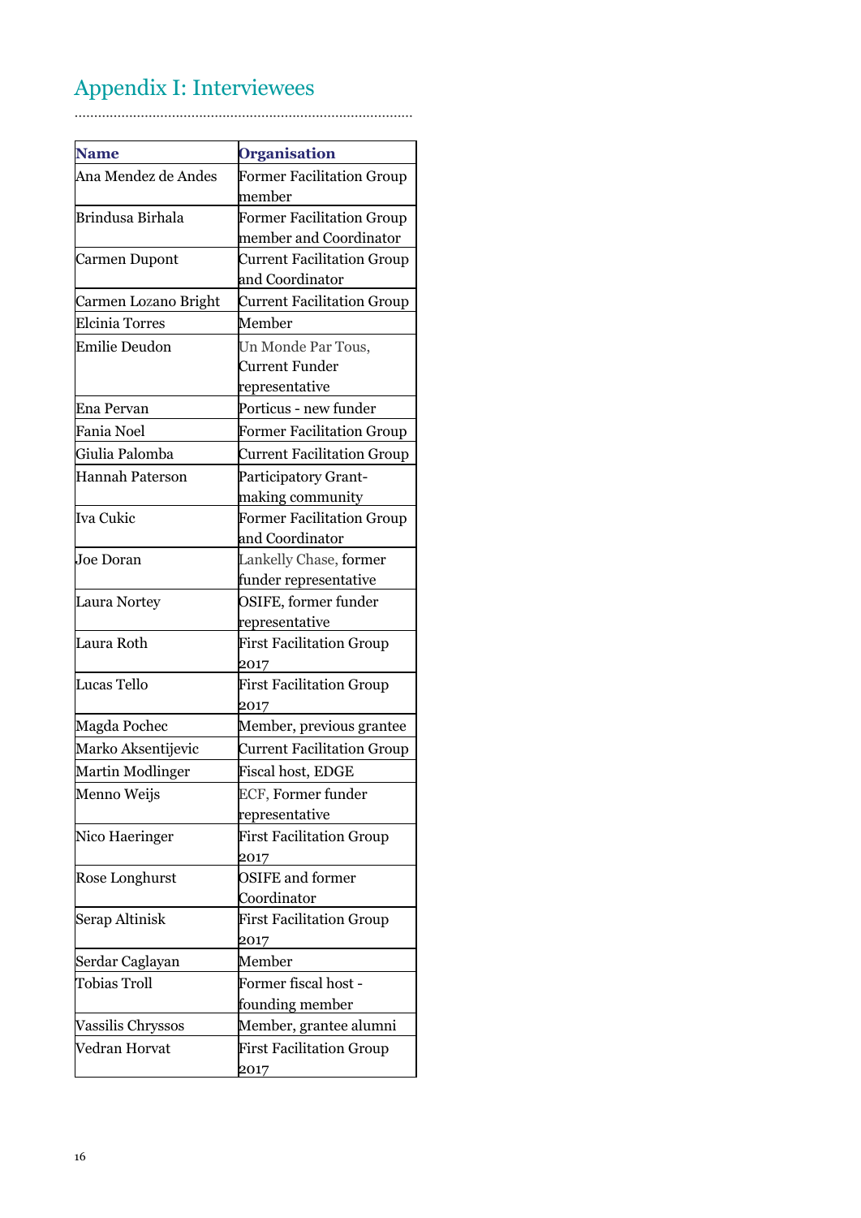# Appendix I: Interviewees

| Name | Organisation |
|---|---|
| Ana Mendez de Andes | Former Facilitation Group member |
| Brindusa Birhala | Former Facilitation Group member and Coordinator |
| Carmen Dupont | Current Facilitation Group and Coordinator |
| Carmen Lozano Bright | Current Facilitation Group |
| Elcinia Torres | Member |
| Emilie Deudon | Un Monde Par Tous, Current Funder representative |
| Ena Pervan | Porticus - new funder |
| Fania Noel | Former Facilitation Group |
| Giulia Palomba | Current Facilitation Group |
| Hannah Paterson | Participatory Grant-making community |
| Iva Cukic | Former Facilitation Group and Coordinator |
| Joe Doran | Lankelly Chase, former funder representative |
| Laura Nortey | OSIFE, former funder representative |
| Laura Roth | First Facilitation Group 2017 |
| Lucas Tello | First Facilitation Group 2017 |
| Magda Pochec | Member, previous grantee |
| Marko Aksentijevic | Current Facilitation Group |
| Martin Modlinger | Fiscal host, EDGE |
| Menno Weijs | ECF, Former funder representative |
| Nico Haeringer | First Facilitation Group 2017 |
| Rose Longhurst | OSIFE and former Coordinator |
| Serap Altinisk | First Facilitation Group 2017 |
| Serdar Caglayan | Member |
| Tobias Troll | Former fiscal host - founding member |
| Vassilis Chryssos | Member, grantee alumni |
| Vedran Horvat | First Facilitation Group 2017 |